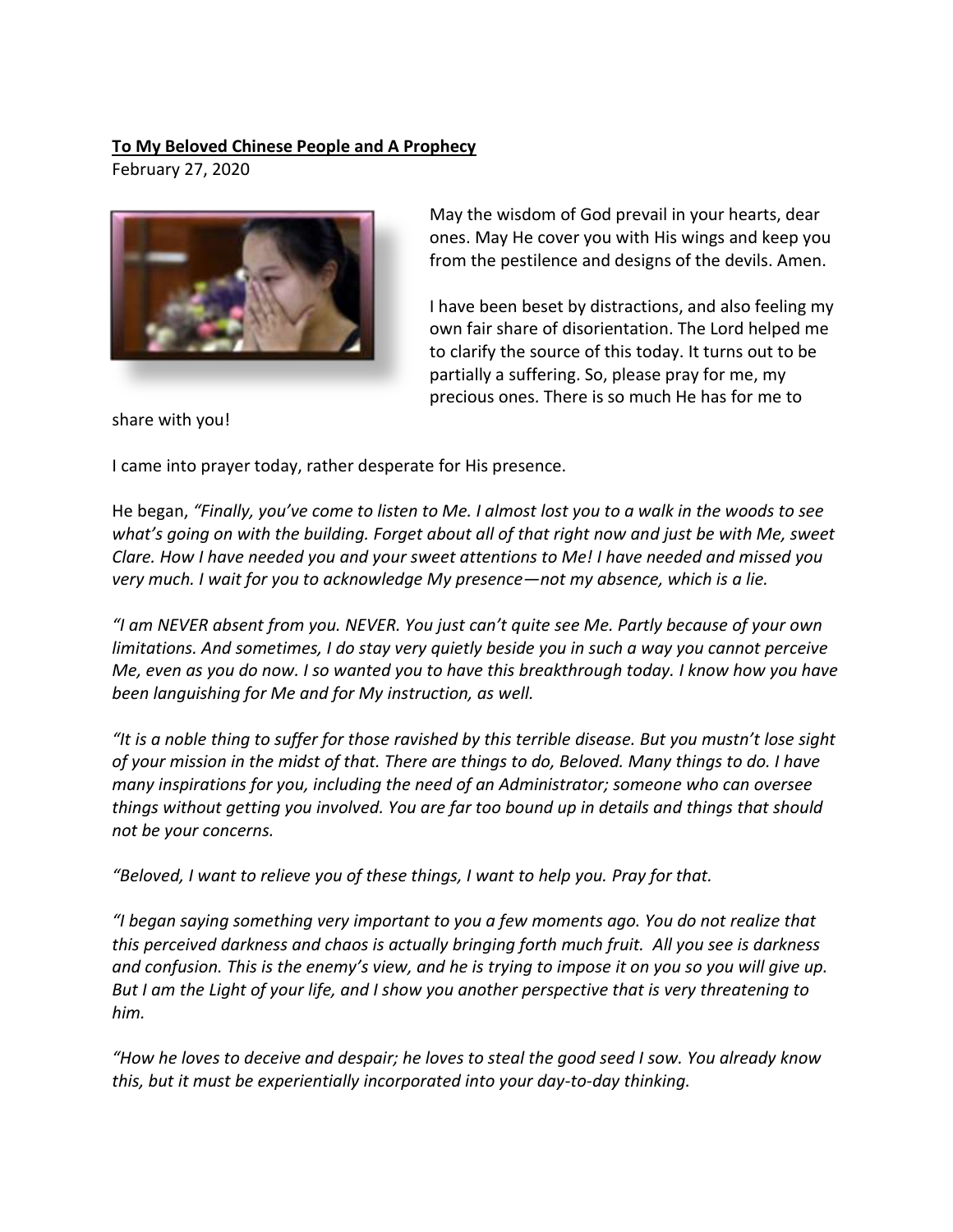**To My Beloved Chinese People and A Prophecy**

February 27, 2020

May the wisdom of God prevail in your hearts, dear ones. May He cover you with His wings and keep you from the pestilence and designs of the devils. Amen.

I have been beset by distractions, and also feeling my own fair share of disorientation. The Lord helped me to clarify the source of this today. It turns out to be partially a suffering. So, please pray for me, my precious ones. There is so much He has for me to share with you!

I came into prayer today, rather desperate for His presence.

He began, *"Finally, you've come to listen to Me. I almost lost you to a walk in the woods to see what's going on with the building. Forget about all of that right now and just be with Me, sweet Clare. How I have needed you and your sweet attentions to Me! I have needed and missed you very much. I wait for you to acknowledge My presence—not my absence, which is a lie.*

*"I am NEVER absent from you. NEVER. You just can't quite see Me. Partly because of your own limitations. And sometimes, I do stay very quietly beside you in such a way you cannot perceive Me, even as you do now. I so wanted you to have this breakthrough today. I know how you have been languishing for Me and for My instruction, as well.*

*"It is a noble thing to suffer for those ravished by this terrible disease. But you mustn't lose sight of your mission in the midst of that. There are things to do, Beloved. Many things to do. I have many inspirations for you, including the need of an Administrator; someone who can oversee things without getting you involved. You are far too bound up in details and things that should not be your concerns.*

*"Beloved, I want to relieve you of these things, I want to help you. Pray for that.*

*"I began saying something very important to you a few moments ago. You do not realize that this perceived darkness and chaos is actually bringing forth much fruit. All you see is darkness and confusion. This is the enemy's view, and he is trying to impose it on you so you will give up. But I am the Light of your life, and I show you another perspective that is very threatening to him.*

*"How he loves to deceive and despair; he loves to steal the good seed I sow. You already know this, but it must be experientially incorporated into your day-to-day thinking.*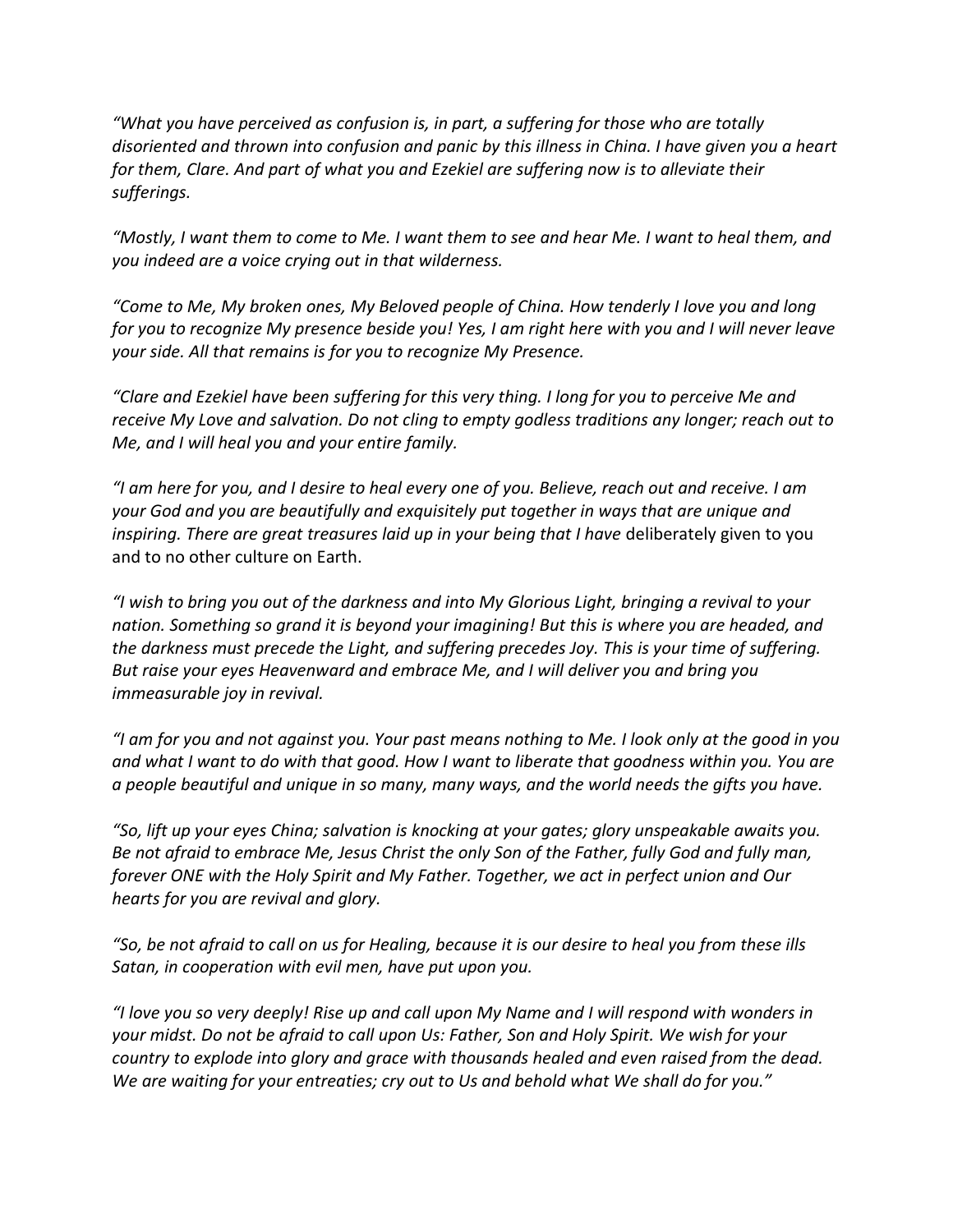*"What you have perceived as confusion is, in part, a suffering for those who are totally disoriented and thrown into confusion and panic by this illness in China. I have given you a heart for them, Clare. And part of what you and Ezekiel are suffering now is to alleviate their sufferings.*

*"Mostly, I want them to come to Me. I want them to see and hear Me. I want to heal them, and you indeed are a voice crying out in that wilderness.*

*"Come to Me, My broken ones, My Beloved people of China. How tenderly I love you and long for you to recognize My presence beside you! Yes, I am right here with you and I will never leave your side. All that remains is for you to recognize My Presence.*

*"Clare and Ezekiel have been suffering for this very thing. I long for you to perceive Me and receive My Love and salvation. Do not cling to empty godless traditions any longer; reach out to Me, and I will heal you and your entire family.*

*"I am here for you, and I desire to heal every one of you. Believe, reach out and receive. I am your God and you are beautifully and exquisitely put together in ways that are unique and inspiring. There are great treasures laid up in your being that I have* deliberately given to you and to no other culture on Earth.

*"I wish to bring you out of the darkness and into My Glorious Light, bringing a revival to your nation. Something so grand it is beyond your imagining! But this is where you are headed, and the darkness must precede the Light, and suffering precedes Joy. This is your time of suffering. But raise your eyes Heavenward and embrace Me, and I will deliver you and bring you immeasurable joy in revival.*

*"I am for you and not against you. Your past means nothing to Me. I look only at the good in you and what I want to do with that good. How I want to liberate that goodness within you. You are a people beautiful and unique in so many, many ways, and the world needs the gifts you have.*

*"So, lift up your eyes China; salvation is knocking at your gates; glory unspeakable awaits you. Be not afraid to embrace Me, Jesus Christ the only Son of the Father, fully God and fully man, forever ONE with the Holy Spirit and My Father. Together, we act in perfect union and Our hearts for you are revival and glory.*

*"So, be not afraid to call on us for Healing, because it is our desire to heal you from these ills Satan, in cooperation with evil men, have put upon you.*

*"I love you so very deeply! Rise up and call upon My Name and I will respond with wonders in your midst. Do not be afraid to call upon Us: Father, Son and Holy Spirit. We wish for your country to explode into glory and grace with thousands healed and even raised from the dead. We are waiting for your entreaties; cry out to Us and behold what We shall do for you."*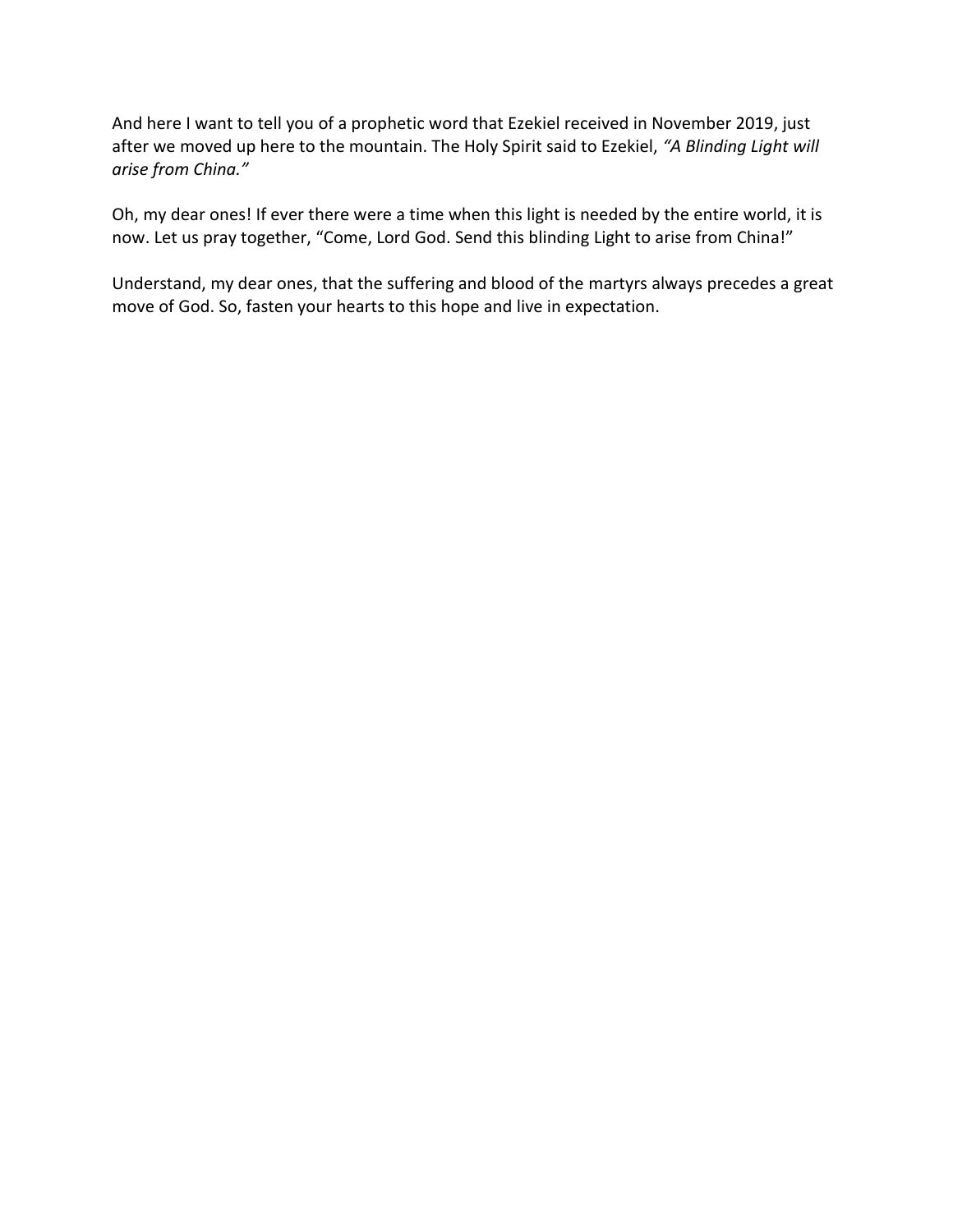And here I want to tell you of a prophetic word that Ezekiel received in November 2019, just after we moved up here to the mountain. The Holy Spirit said to Ezekiel, *"A Blinding Light will arise from China."*

Oh, my dear ones! If ever there were a time when this light is needed by the entire world, it is now. Let us pray together, "Come, Lord God. Send this blinding Light to arise from China!"

Understand, my dear ones, that the suffering and blood of the martyrs always precedes a great move of God. So, fasten your hearts to this hope and live in expectation.